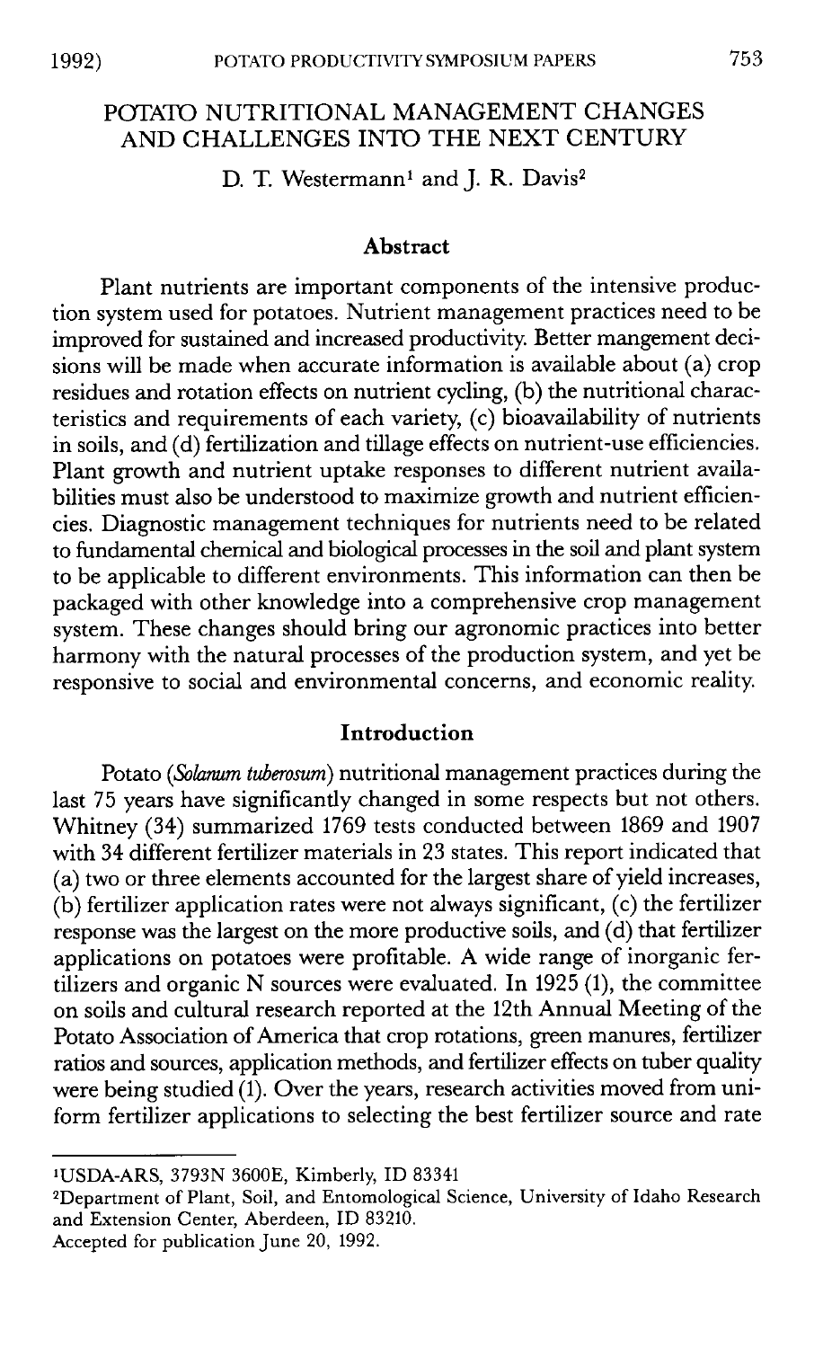# POTATO NUTRITIONAL MANAGEMENT CHANGES AND CHALLENGES INTO THE NEXT CENTURY

D. T. Westermann[1] and J. R. Davis[2]

## Abstract

Plant nutrients are important components of the intensive production system used for potatoes. Nutrient management practices need to be improved for sustained and increased productivity. Better mangement decisions will be made when accurate information is available about (a) crop residues and rotation effects on nutrient cycling, (b) the nutritional characteristics and requirements of each variety, (c) bioavailability of nutrients in soils, and (d) fertilization and tillage effects on nutrient-use efficiencies. Plant growth and nutrient uptake responses to different nutrient availabilities must also be understood to maximize growth and nutrient efficiencies. Diagnostic management techniques for nutrients need to be related to fundamental chemical and biological processes in the soil and plant system to be applicable to different environments. This information can then be packaged with other knowledge into a comprehensive crop management system. These changes should bring our agronomic practices into better harmony with the natural processes of the production system, and yet be responsive to social and environmental concerns, and economic reality.

## Introduction

Potato (*Solanum tuberosum*) nutritional management practices during the last 75 years have significantly changed in some respects but not others. Whitney (34) summarized 1769 tests conducted between 1869 and 1907 with 34 different fertilizer materials in 23 states. This report indicated that (a) two or three elements accounted for the largest share of yield increases, (b) fertilizer application rates were not always significant, (c) the fertilizer response was the largest on the more productive soils, and (d) that fertilizer applications on potatoes were profitable. A wide range of inorganic fertilizers and organic N sources were evaluated. In 1925 (1), the committee on soils and cultural research reported at the 12th Annual Meeting of the Potato Association of America that crop rotations, green manures, fertilizer ratios and sources, application methods, and fertilizer effects on tuber quality were being studied (1). Over the years, research activities moved from uniform fertilizer applications to selecting the best fertilizer source and rate

---

[1] USDA-ARS, 3793N 3600E, Kimberly, ID 83341

[2] Department of Plant, Soil, and Entomological Science, University of Idaho Research and Extension Center, Aberdeen, ID 83210.

Accepted for publication June 20, 1992.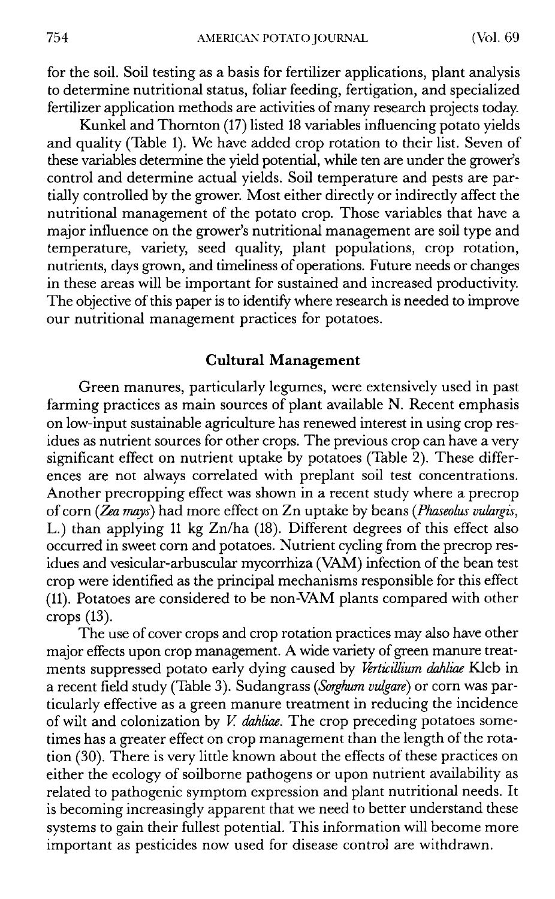for the soil. Soil testing as a basis for fertilizer applications, plant analysis to determine nutritional status, foliar feeding, fertigation, and specialized fertilizer application methods are activities of many research projects today.

Kunkel and Thornton (17) listed 18 variables influencing potato yields and quality (Table 1). We have added crop rotation to their list. Seven of these variables determine the yield potential, while ten are under the grower's control and determine actual yields. Soil temperature and pests are partially controlled by the grower. Most either directly or indirectly affect the nutritional management of the potato crop. Those variables that have a major influence on the grower's nutritional management are soil type and temperature, variety, seed quality, plant populations, crop rotation, nutrients, days grown, and timeliness of operations. Future needs or changes in these areas will be important for sustained and increased productivity. The objective of this paper is to identify where research is needed to improve our nutritional management practices for potatoes.

## Cultural Management

Green manures, particularly legumes, were extensively used in past farming practices as main sources of plant available N. Recent emphasis on low-input sustainable agriculture has renewed interest in using crop residues as nutrient sources for other crops. The previous crop can have a very significant effect on nutrient uptake by potatoes (Table 2). These differences are not always correlated with preplant soil test concentrations. Another precropping effect was shown in a recent study where a precrop of corn (*Zea mays*) had more effect on Zn uptake by beans (*Phaseolus vulargis*, L.) than applying 11 kg Zn/ha (18). Different degrees of this effect also occurred in sweet corn and potatoes. Nutrient cycling from the precrop residues and vesicular-arbuscular mycorrhiza (VAM) infection of the bean test crop were identified as the principal mechanisms responsible for this effect (11). Potatoes are considered to be non-VAM plants compared with other crops (13).

The use of cover crops and crop rotation practices may also have other major effects upon crop management. A wide variety of green manure treatments suppressed potato early dying caused by *Verticillium dahliae* Kleb in a recent field study (Table 3). Sudangrass (*Sorghum vulgare*) or corn was particularly effective as a green manure treatment in reducing the incidence of wilt and colonization by *V. dahliae*. The crop preceding potatoes sometimes has a greater effect on crop management than the length of the rotation (30). There is very little known about the effects of these practices on either the ecology of soilborne pathogens or upon nutrient availability as related to pathogenic symptom expression and plant nutritional needs. It is becoming increasingly apparent that we need to better understand these systems to gain their fullest potential. This information will become more important as pesticides now used for disease control are withdrawn.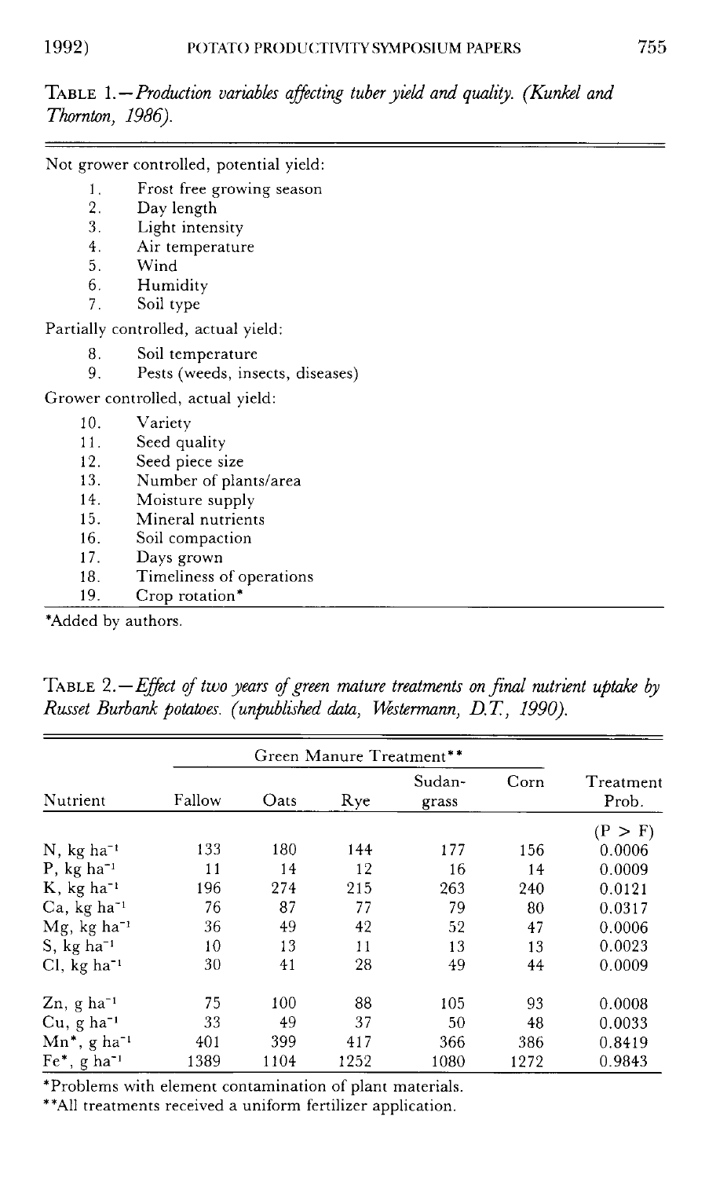TABLE 1.—*Production variables affecting tuber yield and quality. (Kunkel and Thornton, 1986).*

Not grower controlled, potential yield:

1. Frost free growing season
2. Day length
3. Light intensity
4. Air temperature
5. Wind
6. Humidity
7. Soil type

Partially controlled, actual yield:

8. Soil temperature
9. Pests (weeds, insects, diseases)

Grower controlled, actual yield:

10. Variety
11. Seed quality
12. Seed piece size
13. Number of plants/area
14. Moisture supply
15. Mineral nutrients
16. Soil compaction
17. Days grown
18. Timeliness of operations
19. Crop rotation*

*Added by authors.

TABLE 2.—*Effect of two years of green mature treatments on final nutrient uptake by Russet Burbank potatoes. (unpublished data, Westermann, D.T., 1990).*

| Nutrient | Green Manure Treatment** | | | | | Treatment Prob. |
|---|---|---|---|---|---|---|
| | Fallow | Oats | Rye | Sudan-grass | Corn | |
| | | | | | | (P > F) |
| N, kg ha$^{-1}$ | 133 | 180 | 144 | 177 | 156 | 0.0006 |
| P, kg ha$^{-1}$ | 11 | 14 | 12 | 16 | 14 | 0.0009 |
| K, kg ha$^{-1}$ | 196 | 274 | 215 | 263 | 240 | 0.0121 |
| Ca, kg ha$^{-1}$ | 76 | 87 | 77 | 79 | 80 | 0.0317 |
| Mg, kg ha$^{-1}$ | 36 | 49 | 42 | 52 | 47 | 0.0006 |
| S, kg ha$^{-1}$ | 10 | 13 | 11 | 13 | 13 | 0.0023 |
| Cl, kg ha$^{-1}$ | 30 | 41 | 28 | 49 | 44 | 0.0009 |
| Zn, g ha$^{-1}$ | 75 | 100 | 88 | 105 | 93 | 0.0008 |
| Cu, g ha$^{-1}$ | 33 | 49 | 37 | 50 | 48 | 0.0033 |
| Mn*, g ha$^{-1}$ | 401 | 399 | 417 | 366 | 386 | 0.8419 |
| Fe*, g ha$^{-1}$ | 1389 | 1104 | 1252 | 1080 | 1272 | 0.9843 |

*Problems with element contamination of plant materials.

**All treatments received a uniform fertilizer application.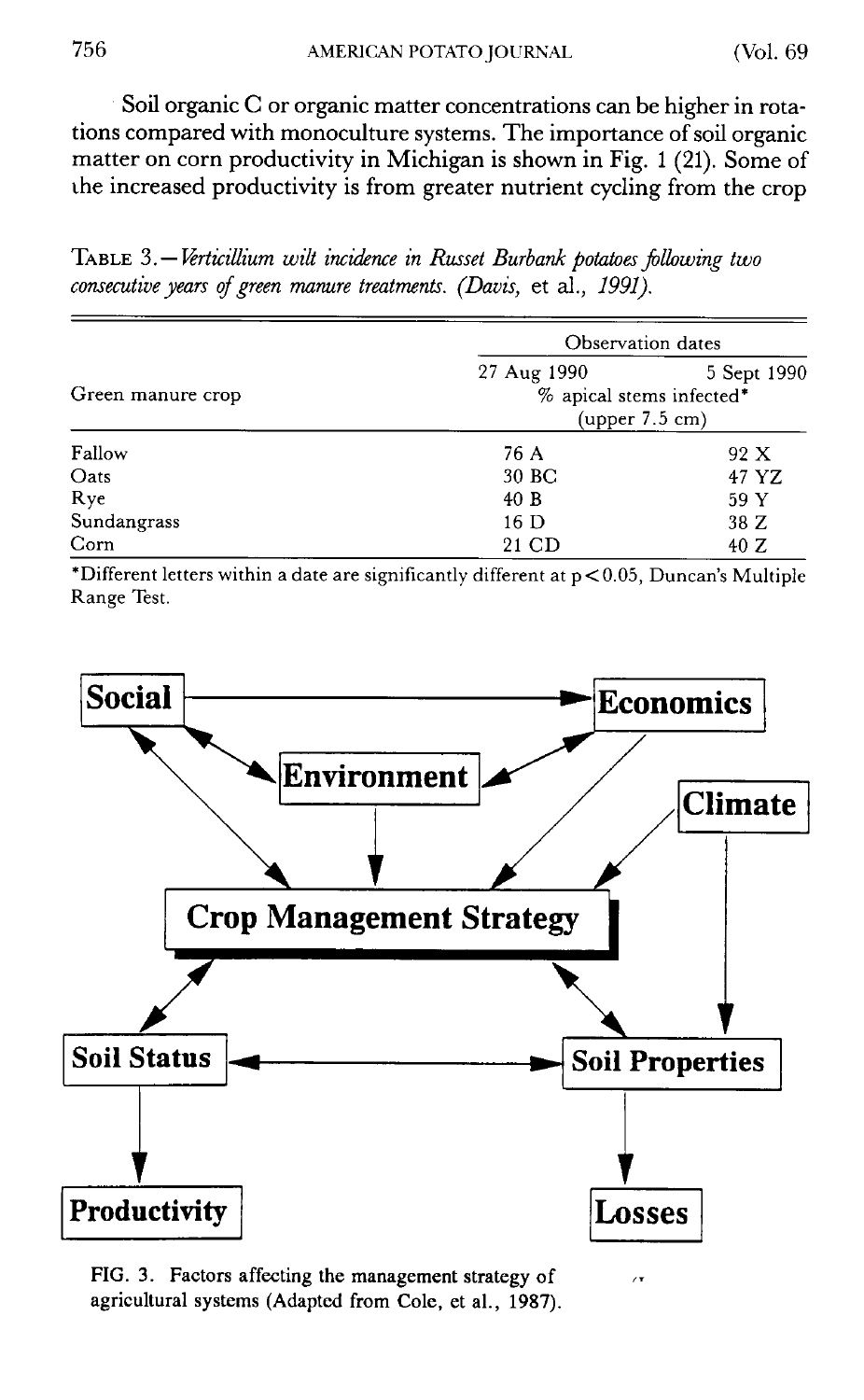Soil organic C or organic matter concentrations can be higher in rotations compared with monoculture systems. The importance of soil organic matter on corn productivity in Michigan is shown in Fig. 1 (21). Some of the increased productivity is from greater nutrient cycling from the crop

TABLE 3.—*Verticillium wilt incidence in Russet Burbank potatoes following two consecutive years of green manure treatments. (Davis,* et al., *1991).*

| Green manure crop | Observation dates | |
|---|---|---|
| | 27 Aug 1990 | 5 Sept 1990 |
| | % apical stems infected* (upper 7.5 cm) | |
| Fallow | 76 A | 92 X |
| Oats | 30 BC | 47 YZ |
| Rye | 40 B | 59 Y |
| Sundangrass | 16 D | 38 Z |
| Corn | 21 CD | 40 Z |

*Different letters within a date are significantly different at $p < 0.05$, Duncan's Multiple Range Test.

FIG. 3. Factors affecting the management strategy of agricultural systems (Adapted from Cole, et al., 1987).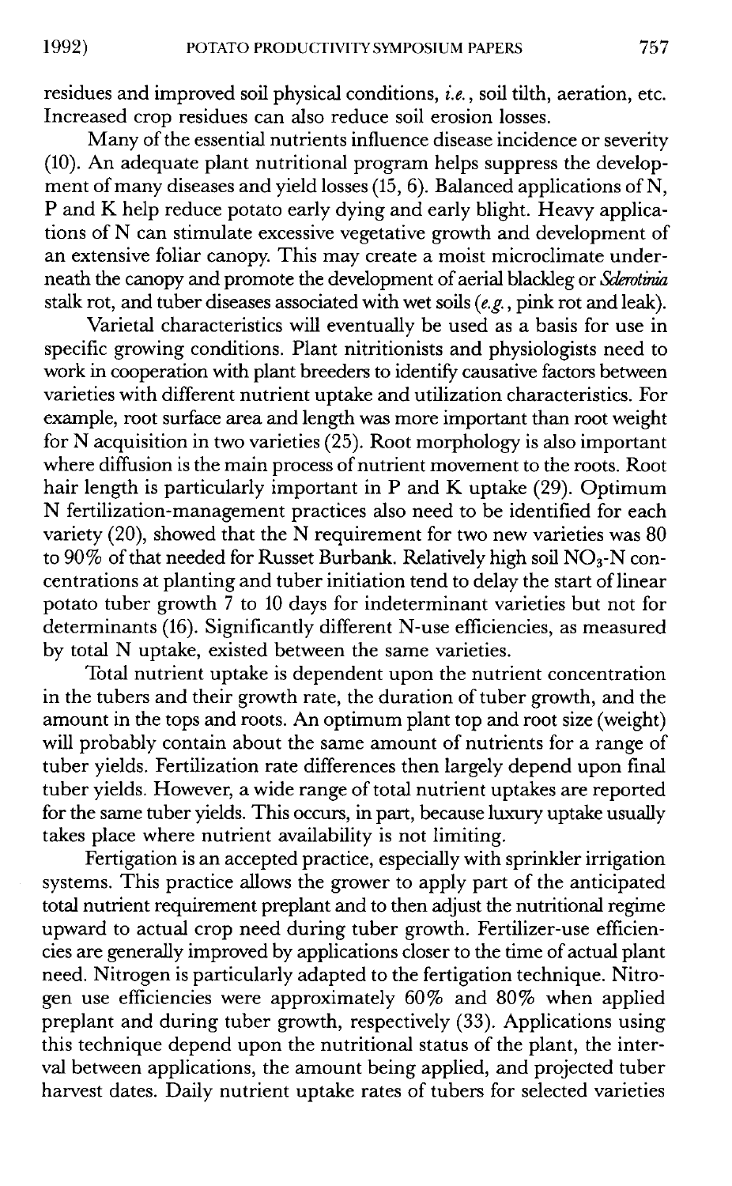residues and improved soil physical conditions, *i.e.*, soil tilth, aeration, etc. Increased crop residues can also reduce soil erosion losses.

Many of the essential nutrients influence disease incidence or severity (10). An adequate plant nutritional program helps suppress the development of many diseases and yield losses (15, 6). Balanced applications of N, P and K help reduce potato early dying and early blight. Heavy applications of N can stimulate excessive vegetative growth and development of an extensive foliar canopy. This may create a moist microclimate underneath the canopy and promote the development of aerial blackleg or *Sclerotinia* stalk rot, and tuber diseases associated with wet soils (*e.g.*, pink rot and leak).

Varietal characteristics will eventually be used as a basis for use in specific growing conditions. Plant nitritionists and physiologists need to work in cooperation with plant breeders to identify causative factors between varieties with different nutrient uptake and utilization characteristics. For example, root surface area and length was more important than root weight for N acquisition in two varieties (25). Root morphology is also important where diffusion is the main process of nutrient movement to the roots. Root hair length is particularly important in P and K uptake (29). Optimum N fertilization-management practices also need to be identified for each variety (20), showed that the N requirement for two new varieties was 80 to 90% of that needed for Russet Burbank. Relatively high soil $NO_3$-N concentrations at planting and tuber initiation tend to delay the start of linear potato tuber growth 7 to 10 days for indeterminant varieties but not for determinants (16). Significantly different N-use efficiencies, as measured by total N uptake, existed between the same varieties.

Total nutrient uptake is dependent upon the nutrient concentration in the tubers and their growth rate, the duration of tuber growth, and the amount in the tops and roots. An optimum plant top and root size (weight) will probably contain about the same amount of nutrients for a range of tuber yields. Fertilization rate differences then largely depend upon final tuber yields. However, a wide range of total nutrient uptakes are reported for the same tuber yields. This occurs, in part, because luxury uptake usually takes place where nutrient availability is not limiting.

Fertigation is an accepted practice, especially with sprinkler irrigation systems. This practice allows the grower to apply part of the anticipated total nutrient requirement preplant and to then adjust the nutritional regime upward to actual crop need during tuber growth. Fertilizer-use efficiencies are generally improved by applications closer to the time of actual plant need. Nitrogen is particularly adapted to the fertigation technique. Nitrogen use efficiencies were approximately 60% and 80% when applied preplant and during tuber growth, respectively (33). Applications using this technique depend upon the nutritional status of the plant, the interval between applications, the amount being applied, and projected tuber harvest dates. Daily nutrient uptake rates of tubers for selected varieties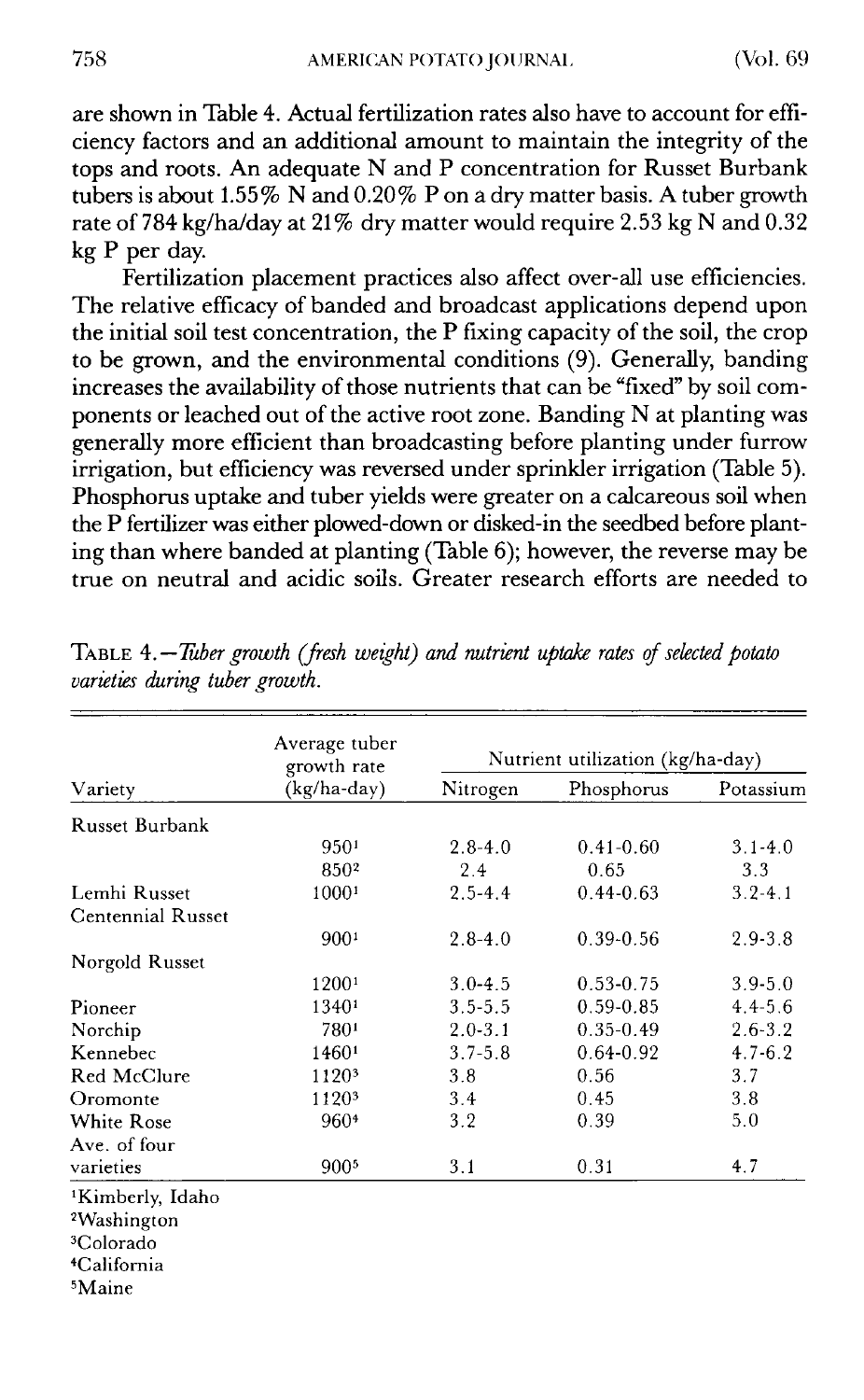are shown in Table 4. Actual fertilization rates also have to account for efficiency factors and an additional amount to maintain the integrity of the tops and roots. An adequate N and P concentration for Russet Burbank tubers is about 1.55% N and 0.20% P on a dry matter basis. A tuber growth rate of 784 kg/ha/day at 21% dry matter would require 2.53 kg N and 0.32 kg P per day.

Fertilization placement practices also affect over-all use efficiencies. The relative efficacy of banded and broadcast applications depend upon the initial soil test concentration, the P fixing capacity of the soil, the crop to be grown, and the environmental conditions (9). Generally, banding increases the availability of those nutrients that can be "fixed" by soil components or leached out of the active root zone. Banding N at planting was generally more efficient than broadcasting before planting under furrow irrigation, but efficiency was reversed under sprinkler irrigation (Table 5). Phosphorus uptake and tuber yields were greater on a calcareous soil when the P fertilizer was either plowed-down or disked-in the seedbed before planting than where banded at planting (Table 6); however, the reverse may be true on neutral and acidic soils. Greater research efforts are needed to

TABLE 4.—*Tuber growth (fresh weight) and nutrient uptake rates of selected potato varieties during tuber growth.*

| Variety | Average tuber growth rate (kg/ha-day) | Nutrient utilization (kg/ha-day) | | |
|---|---|---|---|---|
| | | Nitrogen | Phosphorus | Potassium |
| Russet Burbank | | | | |
| | 950[1] | 2.8-4.0 | 0.41-0.60 | 3.1-4.0 |
| | 850[2] | 2.4 | 0.65 | 3.3 |
| Lemhi Russet | 1000[1] | 2.5-4.4 | 0.44-0.63 | 3.2-4.1 |
| Centennial Russet | | | | |
| | 900[1] | 2.8-4.0 | 0.39-0.56 | 2.9-3.8 |
| Norgold Russet | | | | |
| | 1200[1] | 3.0-4.5 | 0.53-0.75 | 3.9-5.0 |
| Pioneer | 1340[1] | 3.5-5.5 | 0.59-0.85 | 4.4-5.6 |
| Norchip | 780[1] | 2.0-3.1 | 0.35-0.49 | 2.6-3.2 |
| Kennebec | 1460[1] | 3.7-5.8 | 0.64-0.92 | 4.7-6.2 |
| Red McClure | 1120[3] | 3.8 | 0.56 | 3.7 |
| Oromonte | 1120[3] | 3.4 | 0.45 | 3.8 |
| White Rose | 960[4] | 3.2 | 0.39 | 5.0 |
| Ave. of four varieties | 900[5] | 3.1 | 0.31 | 4.7 |

[1]Kimberly, Idaho
[2]Washington
[3]Colorado
[4]California
[5]Maine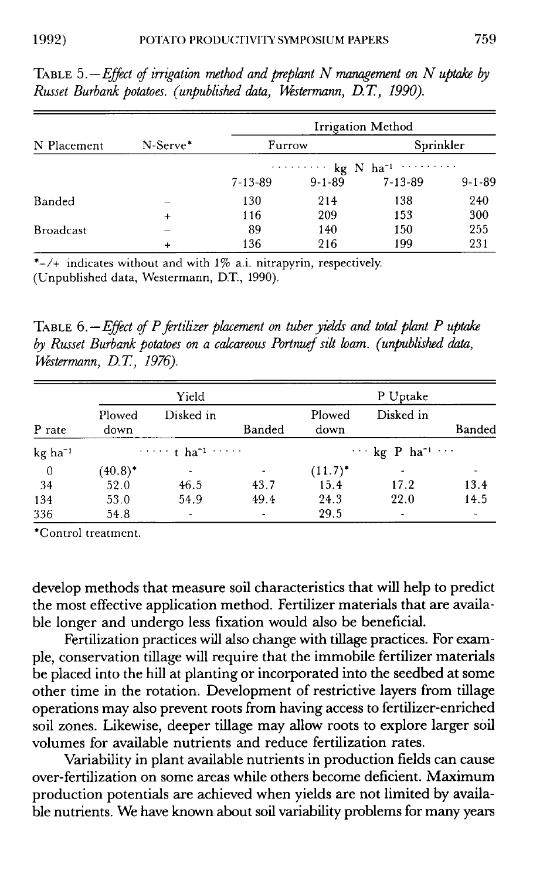TABLE 5.—*Effect of irrigation method and preplant N management on N uptake by Russet Burbank potatoes. (unpublished data, Westermann, D.T., 1990).*

| N Placement | N-Serve* | Irrigation Method | | | |
|---|---|---|---|---|---|
| | | Furrow | | Sprinkler | |
| | | ·········· kg N ha$^{-1}$ ·········· | | | |
| | | 7-13-89 | 9-1-89 | 7-13-89 | 9-1-89 |
| Banded | – | 130 | 214 | 138 | 240 |
| | + | 116 | 209 | 153 | 300 |
| Broadcast | – | 89 | 140 | 150 | 255 |
| | + | 136 | 216 | 199 | 231 |

*–/+ indicates without and with 1% a.i. nitrapyrin, respectively.
(Unpublished data, Westermann, D.T., 1990).

TABLE 6.—*Effect of P fertilizer placement on tuber yields and total plant P uptake by Russet Burbank potatoes on a calcareous Portneuf silt loam. (unpublished data, Westermann, D.T., 1976).*

| P rate | Yield | | | P Uptake | | |
|---|---|---|---|---|---|---|
| | Plowed down | Disked in | Banded | Plowed down | Disked in | Banded |
| kg ha$^{-1}$ | ····· t ha$^{-1}$ ····· | | | ··· kg P ha$^{-1}$ ··· | | |
| 0 | (40.8)* | - | - | (11.7)* | - | - |
| 34 | 52.0 | 46.5 | 43.7 | 15.4 | 17.2 | 13.4 |
| 134 | 53.0 | 54.9 | 49.4 | 24.3 | 22.0 | 14.5 |
| 336 | 54.8 | - | - | 29.5 | - | - |

*Control treatment.

develop methods that measure soil characteristics that will help to predict the most effective application method. Fertilizer materials that are available longer and undergo less fixation would also be beneficial.

Fertilization practices will also change with tillage practices. For example, conservation tillage will require that the immobile fertilizer materials be placed into the hill at planting or incorporated into the seedbed at some other time in the rotation. Development of restrictive layers from tillage operations may also prevent roots from having access to fertilizer-enriched soil zones. Likewise, deeper tillage may allow roots to explore larger soil volumes for available nutrients and reduce fertilization rates.

Variability in plant available nutrients in production fields can cause over-fertilization on some areas while others become deficient. Maximum production potentials are achieved when yields are not limited by available nutrients. We have known about soil variability problems for many years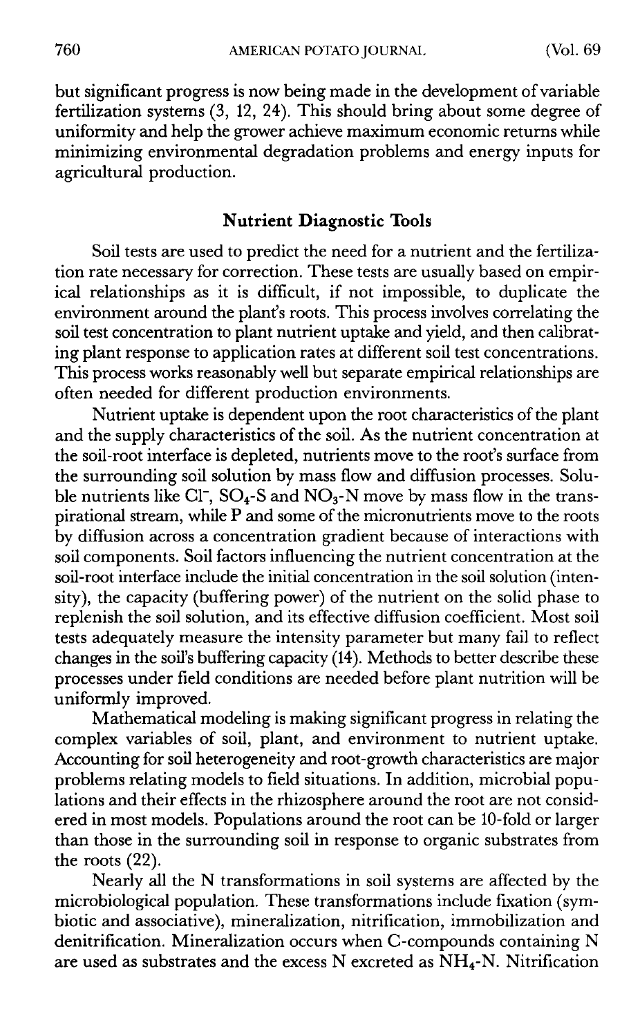but significant progress is now being made in the development of variable fertilization systems (3, 12, 24). This should bring about some degree of uniformity and help the grower achieve maximum economic returns while minimizing environmental degradation problems and energy inputs for agricultural production.

## Nutrient Diagnostic Tools

Soil tests are used to predict the need for a nutrient and the fertilization rate necessary for correction. These tests are usually based on empirical relationships as it is difficult, if not impossible, to duplicate the environment around the plant's roots. This process involves correlating the soil test concentration to plant nutrient uptake and yield, and then calibrating plant response to application rates at different soil test concentrations. This process works reasonably well but separate empirical relationships are often needed for different production environments.

Nutrient uptake is dependent upon the root characteristics of the plant and the supply characteristics of the soil. As the nutrient concentration at the soil-root interface is depleted, nutrients move to the root's surface from the surrounding soil solution by mass flow and diffusion processes. Soluble nutrients like $Cl^-$, $SO_4$-S and $NO_3$-N move by mass flow in the transpirational stream, while P and some of the micronutrients move to the roots by diffusion across a concentration gradient because of interactions with soil components. Soil factors influencing the nutrient concentration at the soil-root interface include the initial concentration in the soil solution (intensity), the capacity (buffering power) of the nutrient on the solid phase to replenish the soil solution, and its effective diffusion coefficient. Most soil tests adequately measure the intensity parameter but many fail to reflect changes in the soil's buffering capacity (14). Methods to better describe these processes under field conditions are needed before plant nutrition will be uniformly improved.

Mathematical modeling is making significant progress in relating the complex variables of soil, plant, and environment to nutrient uptake. Accounting for soil heterogeneity and root-growth characteristics are major problems relating models to field situations. In addition, microbial populations and their effects in the rhizosphere around the root are not considered in most models. Populations around the root can be 10-fold or larger than those in the surrounding soil in response to organic substrates from the roots (22).

Nearly all the N transformations in soil systems are affected by the microbiological population. These transformations include fixation (symbiotic and associative), mineralization, nitrification, immobilization and denitrification. Mineralization occurs when C-compounds containing N are used as substrates and the excess N excreted as $NH_4$-N. Nitrification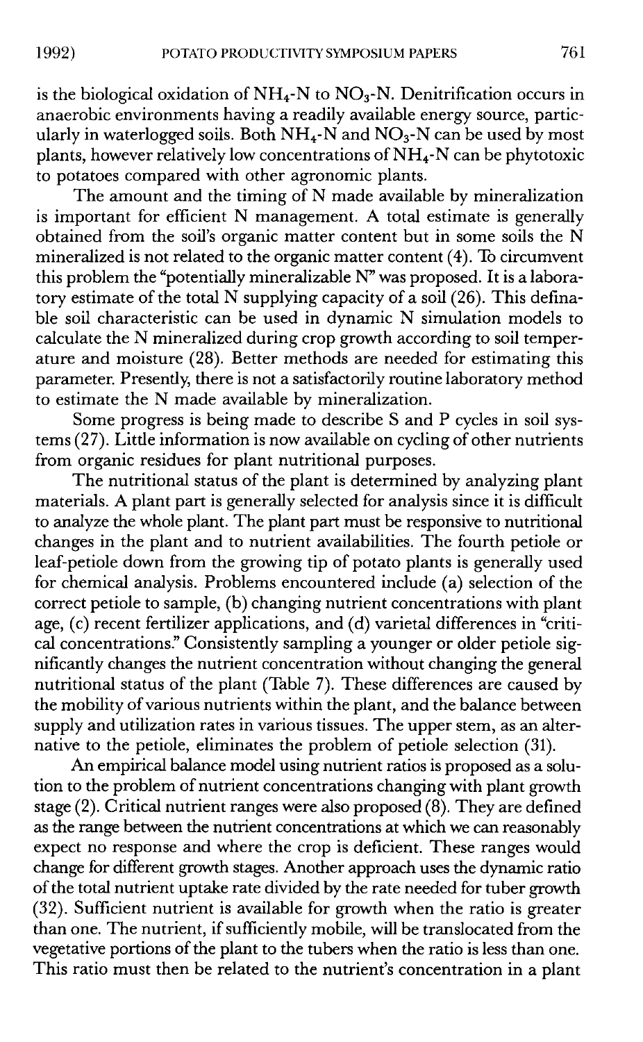is the biological oxidation of $NH_4$-N to $NO_3$-N. Denitrification occurs in anaerobic environments having a readily available energy source, particularly in waterlogged soils. Both $NH_4$-N and $NO_3$-N can be used by most plants, however relatively low concentrations of $NH_4$-N can be phytotoxic to potatoes compared with other agronomic plants.

The amount and the timing of N made available by mineralization is important for efficient N management. A total estimate is generally obtained from the soil's organic matter content but in some soils the N mineralized is not related to the organic matter content (4). To circumvent this problem the "potentially mineralizable N" was proposed. It is a laboratory estimate of the total N supplying capacity of a soil (26). This definable soil characteristic can be used in dynamic N simulation models to calculate the N mineralized during crop growth according to soil temperature and moisture (28). Better methods are needed for estimating this parameter. Presently, there is not a satisfactorily routine laboratory method to estimate the N made available by mineralization.

Some progress is being made to describe S and P cycles in soil systems (27). Little information is now available on cycling of other nutrients from organic residues for plant nutritional purposes.

The nutritional status of the plant is determined by analyzing plant materials. A plant part is generally selected for analysis since it is difficult to analyze the whole plant. The plant part must be responsive to nutritional changes in the plant and to nutrient availabilities. The fourth petiole or leaf-petiole down from the growing tip of potato plants is generally used for chemical analysis. Problems encountered include (a) selection of the correct petiole to sample, (b) changing nutrient concentrations with plant age, (c) recent fertilizer applications, and (d) varietal differences in "critical concentrations." Consistently sampling a younger or older petiole significantly changes the nutrient concentration without changing the general nutritional status of the plant (Table 7). These differences are caused by the mobility of various nutrients within the plant, and the balance between supply and utilization rates in various tissues. The upper stem, as an alternative to the petiole, eliminates the problem of petiole selection (31).

An empirical balance model using nutrient ratios is proposed as a solution to the problem of nutrient concentrations changing with plant growth stage (2). Critical nutrient ranges were also proposed (8). They are defined as the range between the nutrient concentrations at which we can reasonably expect no response and where the crop is deficient. These ranges would change for different growth stages. Another approach uses the dynamic ratio of the total nutrient uptake rate divided by the rate needed for tuber growth (32). Sufficient nutrient is available for growth when the ratio is greater than one. The nutrient, if sufficiently mobile, will be translocated from the vegetative portions of the plant to the tubers when the ratio is less than one. This ratio must then be related to the nutrient's concentration in a plant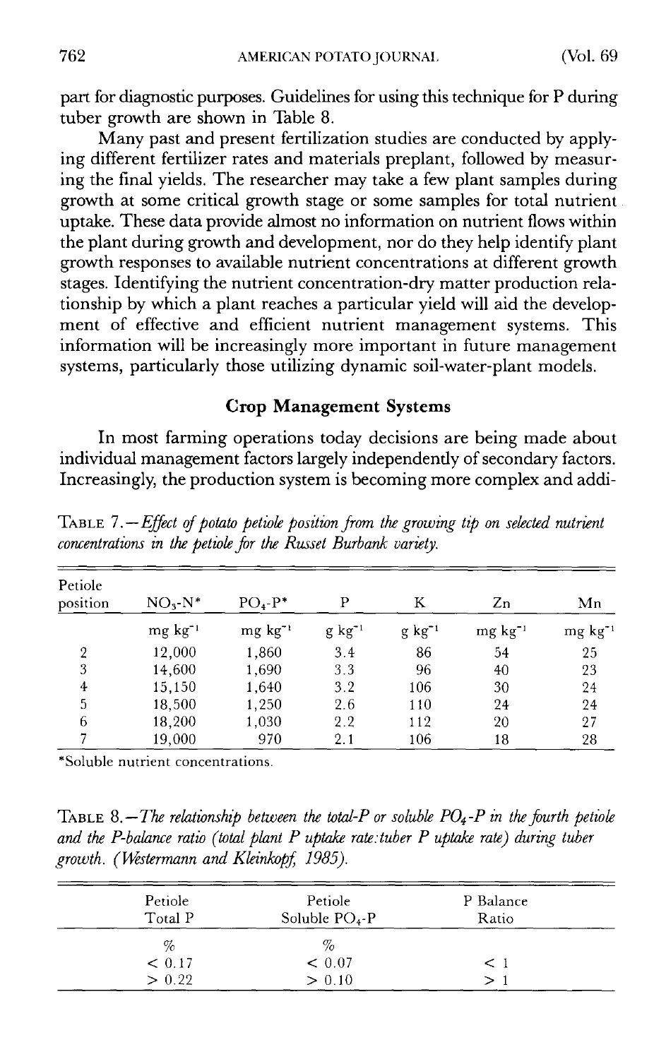part for diagnostic purposes. Guidelines for using this technique for P during tuber growth are shown in Table 8.

Many past and present fertilization studies are conducted by applying different fertilizer rates and materials preplant, followed by measuring the final yields. The researcher may take a few plant samples during growth at some critical growth stage or some samples for total nutrient uptake. These data provide almost no information on nutrient flows within the plant during growth and development, nor do they help identify plant growth responses to available nutrient concentrations at different growth stages. Identifying the nutrient concentration-dry matter production relationship by which a plant reaches a particular yield will aid the development of effective and efficient nutrient management systems. This information will be increasingly more important in future management systems, particularly those utilizing dynamic soil-water-plant models.

## Crop Management Systems

In most farming operations today decisions are being made about individual management factors largely independently of secondary factors. Increasingly, the production system is becoming more complex and addi-

TABLE 7.—*Effect of potato petiole position from the growing tip on selected nutrient concentrations in the petiole for the Russet Burbank variety.*

| Petiole position | $NO_3$-N* | $PO_4$-P* | P | K | Zn | Mn |
|---|---|---|---|---|---|---|
| | mg $kg^{-1}$ | mg $kg^{-1}$ | g $kg^{-1}$ | g $kg^{-1}$ | mg $kg^{-1}$ | mg $kg^{-1}$ |
| 2 | 12,000 | 1,860 | 3.4 | 86 | 54 | 25 |
| 3 | 14,600 | 1,690 | 3.3 | 96 | 40 | 23 |
| 4 | 15,150 | 1,640 | 3.2 | 106 | 30 | 24 |
| 5 | 18,500 | 1,250 | 2.6 | 110 | 24 | 24 |
| 6 | 18,200 | 1,030 | 2.2 | 112 | 20 | 27 |
| 7 | 19,000 | 970 | 2.1 | 106 | 18 | 28 |

*Soluble nutrient concentrations.

TABLE 8.—*The relationship between the total-P or soluble $PO_4$-P in the fourth petiole and the P-balance ratio (total plant P uptake rate:tuber P uptake rate) during tuber growth. (Westermann and Kleinkopf, 1985).*

| Petiole Total P | Petiole Soluble $PO_4$-P | P Balance Ratio |
|---|---|---|
| % | % | |
| < 0.17 | < 0.07 | < 1 |
| > 0.22 | > 0.10 | > 1 |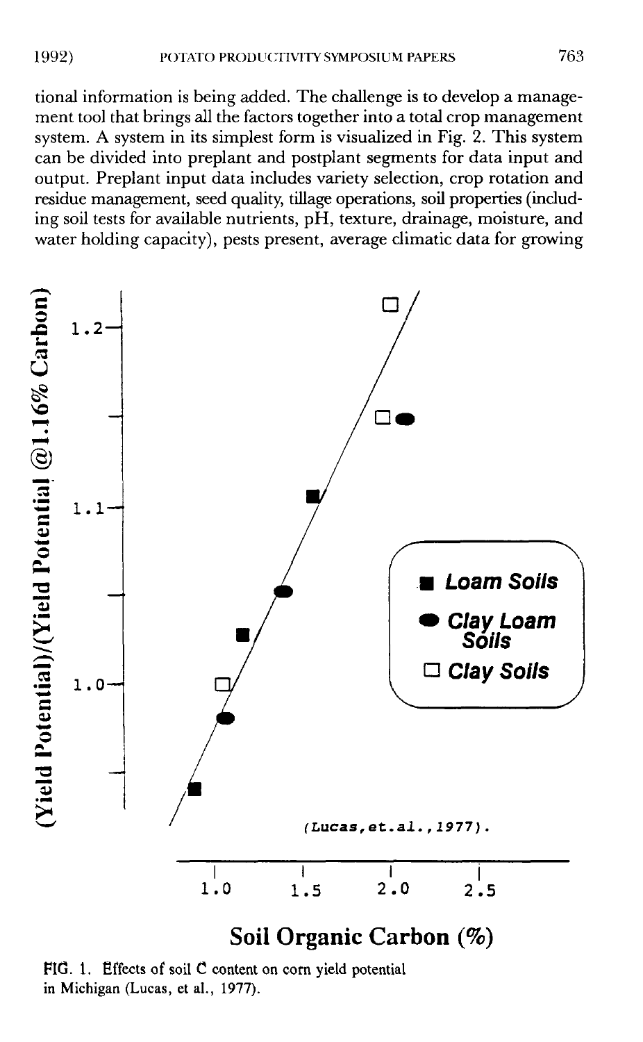tional information is being added. The challenge is to develop a management tool that brings all the factors together into a total crop management system. A system in its simplest form is visualized in Fig. 2. This system can be divided into preplant and postplant segments for data input and output. Preplant input data includes variety selection, crop rotation and residue management, seed quality, tillage operations, soil properties (including soil tests for available nutrients, pH, texture, drainage, moisture, and water holding capacity), pests present, average climatic data for growing

FIG. 1. Effects of soil C content on corn yield potential in Michigan (Lucas, et al., 1977).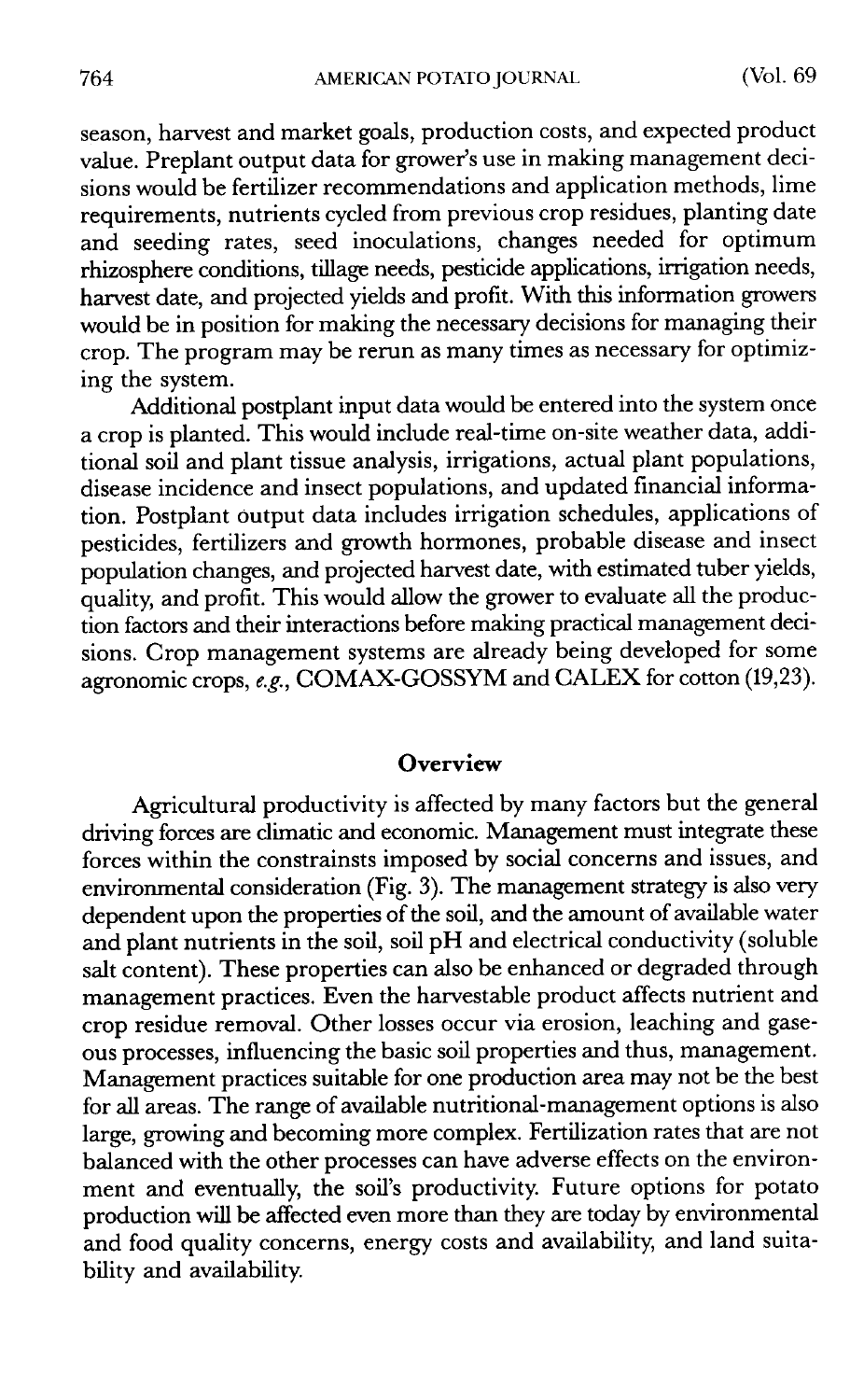season, harvest and market goals, production costs, and expected product value. Preplant output data for grower's use in making management decisions would be fertilizer recommendations and application methods, lime requirements, nutrients cycled from previous crop residues, planting date and seeding rates, seed inoculations, changes needed for optimum rhizosphere conditions, tillage needs, pesticide applications, irrigation needs, harvest date, and projected yields and profit. With this information growers would be in position for making the necessary decisions for managing their crop. The program may be rerun as many times as necessary for optimizing the system.

Additional postplant input data would be entered into the system once a crop is planted. This would include real-time on-site weather data, additional soil and plant tissue analysis, irrigations, actual plant populations, disease incidence and insect populations, and updated financial information. Postplant output data includes irrigation schedules, applications of pesticides, fertilizers and growth hormones, probable disease and insect population changes, and projected harvest date, with estimated tuber yields, quality, and profit. This would allow the grower to evaluate all the production factors and their interactions before making practical management decisions. Crop management systems are already being developed for some agronomic crops, *e.g.*, COMAX-GOSSYM and CALEX for cotton (19,23).

## Overview

Agricultural productivity is affected by many factors but the general driving forces are climatic and economic. Management must integrate these forces within the constrainsts imposed by social concerns and issues, and environmental consideration (Fig. 3). The management strategy is also very dependent upon the properties of the soil, and the amount of available water and plant nutrients in the soil, soil pH and electrical conductivity (soluble salt content). These properties can also be enhanced or degraded through management practices. Even the harvestable product affects nutrient and crop residue removal. Other losses occur via erosion, leaching and gaseous processes, influencing the basic soil properties and thus, management. Management practices suitable for one production area may not be the best for all areas. The range of available nutritional-management options is also large, growing and becoming more complex. Fertilization rates that are not balanced with the other processes can have adverse effects on the environment and eventually, the soil's productivity. Future options for potato production will be affected even more than they are today by environmental and food quality concerns, energy costs and availability, and land suitability and availability.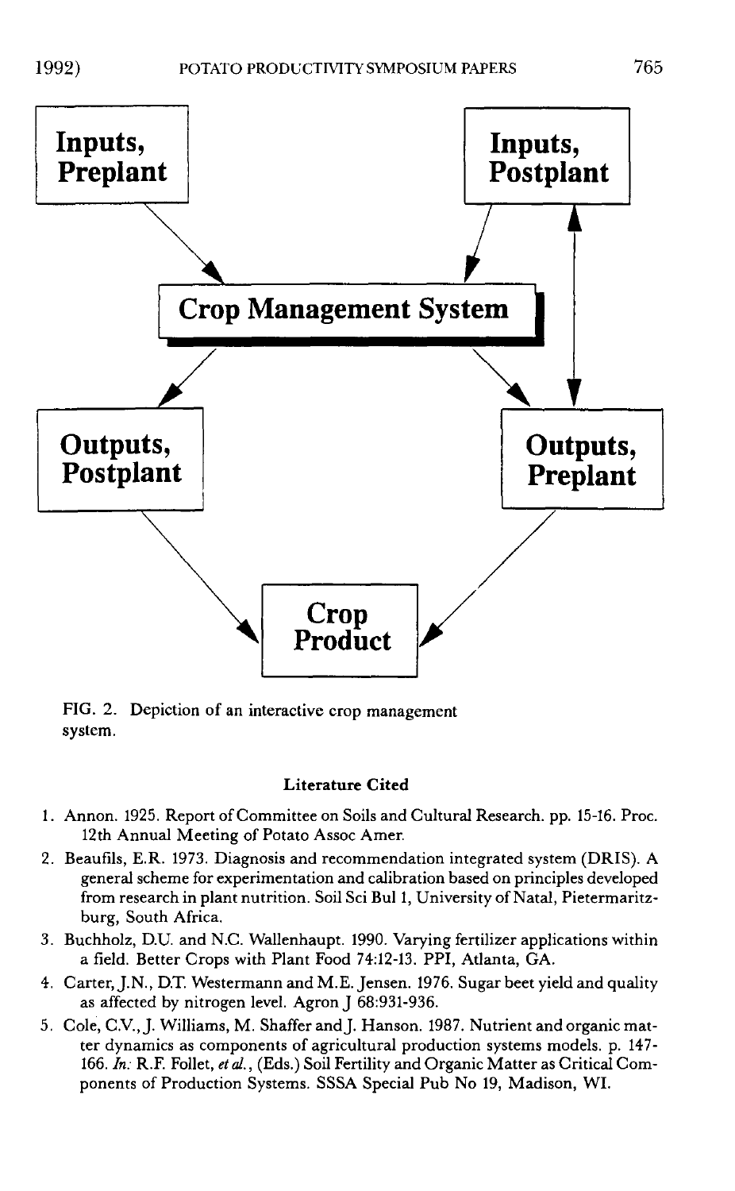Inputs, Preplant

Inputs, Postplant

Crop Management System

Outputs, Postplant

Outputs, Preplant

Crop Product

FIG. 2. Depiction of an interactive crop management system.

### Literature Cited

1. Annon. 1925. Report of Committee on Soils and Cultural Research. pp. 15-16. Proc. 12th Annual Meeting of Potato Assoc Amer.
2. Beaufils, E.R. 1973. Diagnosis and recommendation integrated system (DRIS). A general scheme for experimentation and calibration based on principles developed from research in plant nutrition. Soil Sci Bul 1, University of Natal, Pietermaritzburg, South Africa.
3. Buchholz, D.U. and N.C. Wallenhaupt. 1990. Varying fertilizer applications within a field. Better Crops with Plant Food 74:12-13. PPI, Atlanta, GA.
4. Carter, J.N., D.T. Westermann and M.E. Jensen. 1976. Sugar beet yield and quality as affected by nitrogen level. Agron J 68:931-936.
5. Cole, C.V., J. Williams, M. Shaffer and J. Hanson. 1987. Nutrient and organic matter dynamics as components of agricultural production systems models. p. 147-166. *In:* R.F. Follet, *et al.*, (Eds.) Soil Fertility and Organic Matter as Critical Components of Production Systems. SSSA Special Pub No 19, Madison, WI.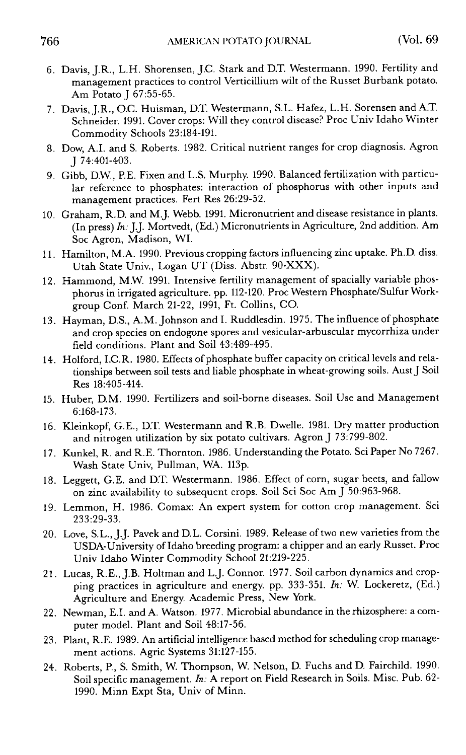6. Davis, J.R., L.H. Shorensen, J.C. Stark and D.T. Westermann. 1990. Fertility and management practices to control Verticillium wilt of the Russet Burbank potato. Am Potato J 67:55-65.
7. Davis, J.R., O.C. Huisman, D.T. Westermann, S.L. Hafez, L.H. Sorensen and A.T. Schneider. 1991. Cover crops: Will they control disease? Proc Univ Idaho Winter Commodity Schools 23:184-191.
8. Dow, A.I. and S. Roberts. 1982. Critical nutrient ranges for crop diagnosis. Agron J 74:401-403.
9. Gibb, D.W., P.E. Fixen and L.S. Murphy. 1990. Balanced fertilization with particular reference to phosphates: interaction of phosphorus with other inputs and management practices. Fert Res 26:29-52.
10. Graham, R.D. and M.J. Webb. 1991. Micronutrient and disease resistance in plants. (In press) *In:* J.J. Mortvedt, (Ed.) Micronutrients in Agriculture, 2nd addition. Am Soc Agron, Madison, WI.
11. Hamilton, M.A. 1990. Previous cropping factors influencing zinc uptake. Ph.D. diss. Utah State Univ., Logan UT (Diss. Abstr. 90-XXX).
12. Hammond, M.W. 1991. Intensive fertility management of spacially variable phosphorus in irrigated agriculture. pp. 112-120. Proc Western Phosphate/Sulfur Workgroup Conf. March 21-22, 1991, Ft. Collins, CO.
13. Hayman, D.S., A.M. Johnson and I. Ruddlesdin. 1975. The influence of phosphate and crop species on endogone spores and vesicular-arbuscular mycorrhiza under field conditions. Plant and Soil 43:489-495.
14. Holford, I.C.R. 1980. Effects of phosphate buffer capacity on critical levels and relationships between soil tests and liable phosphate in wheat-growing soils. Aust J Soil Res 18:405-414.
15. Huber, D.M. 1990. Fertilizers and soil-borne diseases. Soil Use and Management 6:168-173.
16. Kleinkopf, G.E., D.T. Westermann and R.B. Dwelle. 1981. Dry matter production and nitrogen utilization by six potato cultivars. Agron J 73:799-802.
17. Kunkel, R. and R.E. Thornton. 1986. Understanding the Potato. Sci Paper No 7267. Wash State Univ, Pullman, WA. 113p.
18. Leggett, G.E. and D.T. Westermann. 1986. Effect of corn, sugar beets, and fallow on zinc availability to subsequent crops. Soil Sci Soc Am J 50:963-968.
19. Lemmon, H. 1986. Comax: An expert system for cotton crop management. Sci 233:29-33.
20. Love, S.L., J.J. Pavek and D.L. Corsini. 1989. Release of two new varieties from the USDA-University of Idaho breeding program: a chipper and an early Russet. Proc Univ Idaho Winter Commodity School 21:219-225.
21. Lucas, R.E., J.B. Holtman and L.J. Connor. 1977. Soil carbon dynamics and cropping practices in agriculture and energy. pp. 333-351. *In:* W. Lockeretz, (Ed.) Agriculture and Energy. Academic Press, New York.
22. Newman, E.I. and A. Watson. 1977. Microbial abundance in the rhizosphere: a computer model. Plant and Soil 48:17-56.
23. Plant, R.E. 1989. An artificial intelligence based method for scheduling crop management actions. Agric Systems 31:127-155.
24. Roberts, P., S. Smith, W. Thompson, W. Nelson, D. Fuchs and D. Fairchild. 1990. Soil specific management. *In:* A report on Field Research in Soils. Misc. Pub. 62-1990. Minn Expt Sta, Univ of Minn.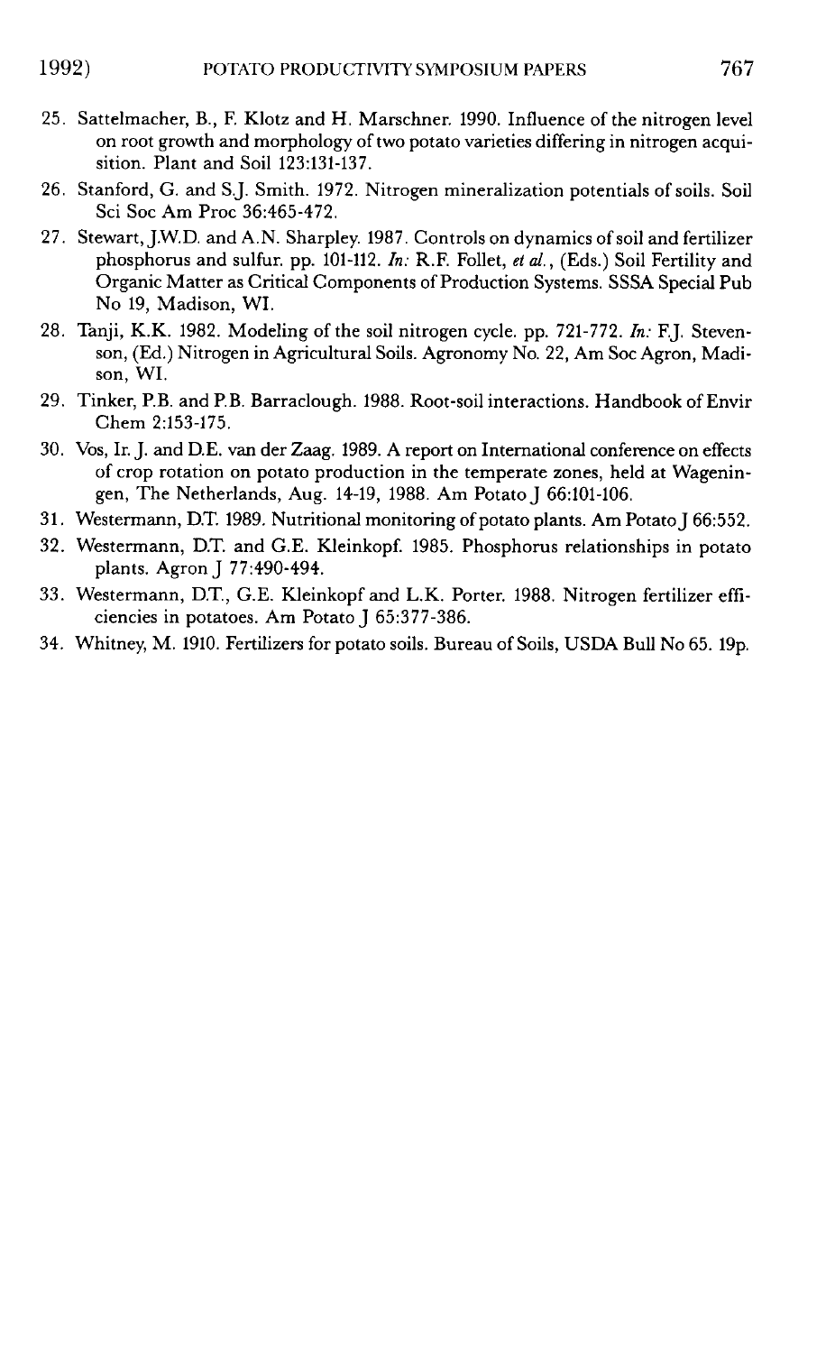25. Sattelmacher, B., F. Klotz and H. Marschner. 1990. Influence of the nitrogen level on root growth and morphology of two potato varieties differing in nitrogen acquisition. Plant and Soil 123:131-137.
26. Stanford, G. and S.J. Smith. 1972. Nitrogen mineralization potentials of soils. Soil Sci Soc Am Proc 36:465-472.
27. Stewart, J.W.D. and A.N. Sharpley. 1987. Controls on dynamics of soil and fertilizer phosphorus and sulfur. pp. 101-112. *In:* R.F. Follet, *et al.*, (Eds.) Soil Fertility and Organic Matter as Critical Components of Production Systems. SSSA Special Pub No 19, Madison, WI.
28. Tanji, K.K. 1982. Modeling of the soil nitrogen cycle. pp. 721-772. *In:* F.J. Stevenson, (Ed.) Nitrogen in Agricultural Soils. Agronomy No. 22, Am Soc Agron, Madison, WI.
29. Tinker, P.B. and P.B. Barraclough. 1988. Root-soil interactions. Handbook of Envir Chem 2:153-175.
30. Vos, Ir. J. and D.E. van der Zaag. 1989. A report on International conference on effects of crop rotation on potato production in the temperate zones, held at Wageningen, The Netherlands, Aug. 14-19, 1988. Am Potato J 66:101-106.
31. Westermann, D.T. 1989. Nutritional monitoring of potato plants. Am Potato J 66:552.
32. Westermann, D.T. and G.E. Kleinkopf. 1985. Phosphorus relationships in potato plants. Agron J 77:490-494.
33. Westermann, D.T., G.E. Kleinkopf and L.K. Porter. 1988. Nitrogen fertilizer efficiencies in potatoes. Am Potato J 65:377-386.
34. Whitney, M. 1910. Fertilizers for potato soils. Bureau of Soils, USDA Bull No 65. 19p.